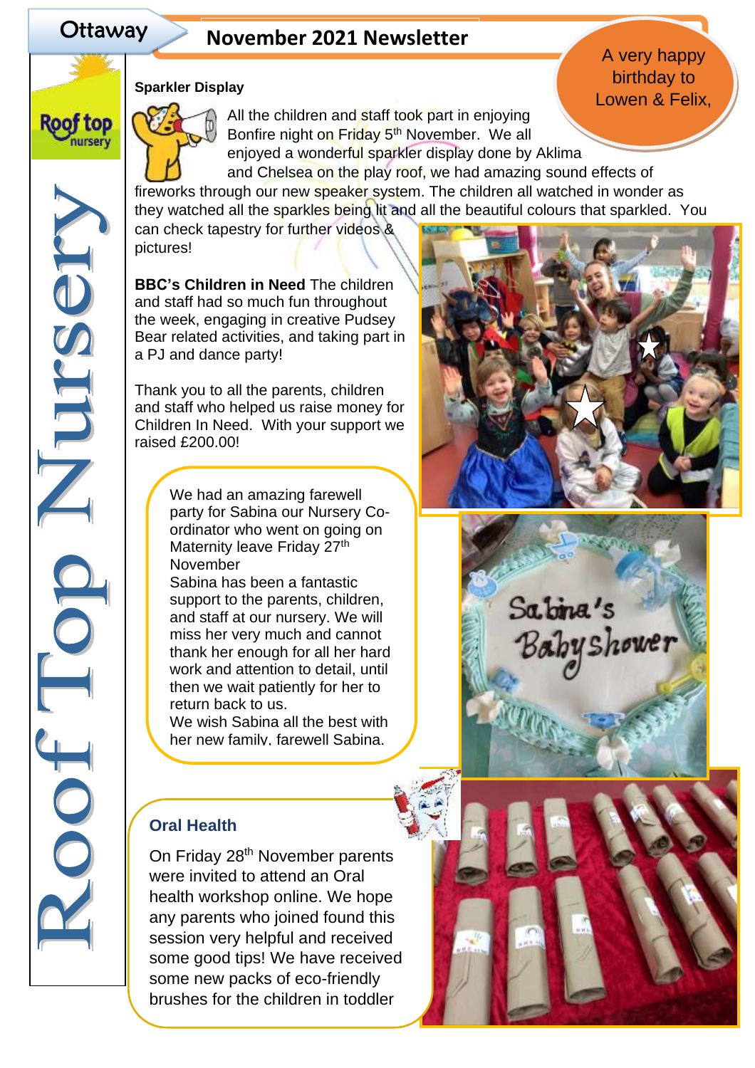# Ottaway

## November 2021 Newsletter

A very happy birthday to Lowen & Felix,

Roof top nursery

Roof Top Nursery

### Sparkler Display

All the children and staff took part in enjoying Bonfire night on Friday 5th November. We all enjoyed a wonderful sparkler display done by Aklima and Chelsea on the play roof, we had amazing sound effects of fireworks through our new speaker system. The children all watched in wonder as they watched all the sparkles being lit and all the beautiful colours that sparkled. You can check tapestry for further videos & pictures!

**BBC's Children in Need** The children and staff had so much fun throughout the week, engaging in creative Pudsey Bear related activities, and taking part in a PJ and dance party!

Thank you to all the parents, children and staff who helped us raise money for Children In Need. With your support we raised £200.00!

We had an amazing farewell party for Sabina our Nursery Co-ordinator who went on going on Maternity leave Friday 27th November
Sabina has been a fantastic support to the parents, children, and staff at our nursery. We will miss her very much and cannot thank her enough for all her hard work and attention to detail, until then we wait patiently for her to return back to us.
We wish Sabina all the best with her new family, farewell Sabina.

Sabina's Babyshower

### Oral Health

On Friday 28th November parents were invited to attend an Oral health workshop online. We hope any parents who joined found this session very helpful and received some good tips! We have received some new packs of eco-friendly brushes for the children in toddler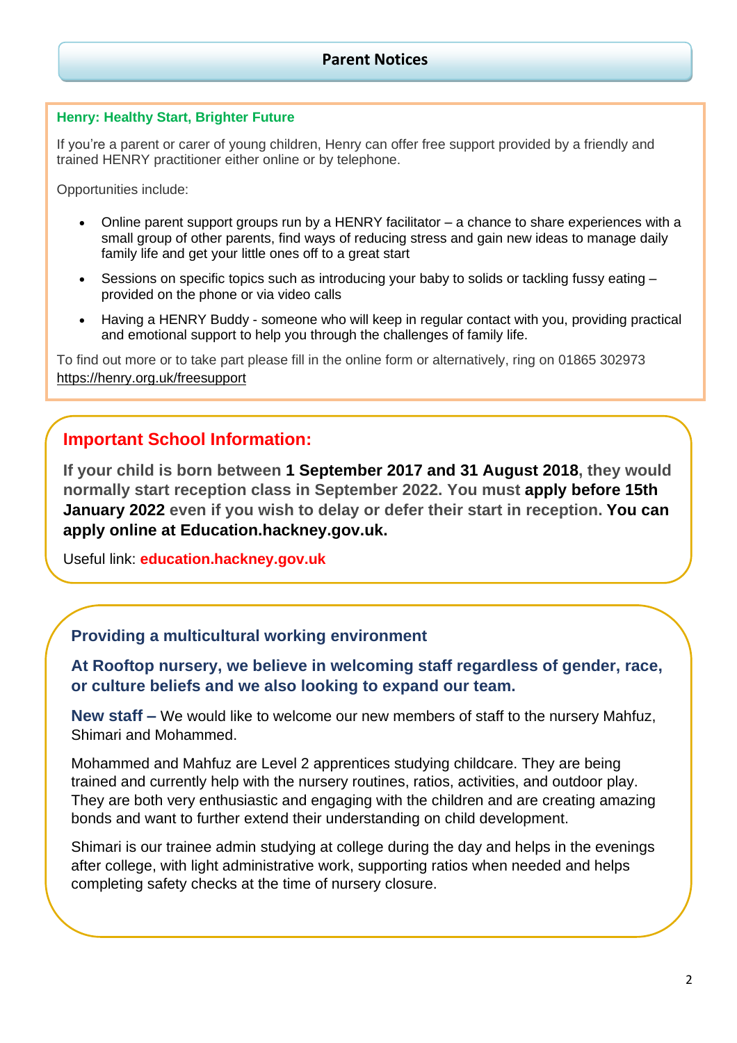## Parent Notices

### Henry: Healthy Start, Brighter Future

If you're a parent or carer of young children, Henry can offer free support provided by a friendly and trained HENRY practitioner either online or by telephone.

Opportunities include:

- Online parent support groups run by a HENRY facilitator – a chance to share experiences with a small group of other parents, find ways of reducing stress and gain new ideas to manage daily family life and get your little ones off to a great start
- Sessions on specific topics such as introducing your baby to solids or tackling fussy eating – provided on the phone or via video calls
- Having a HENRY Buddy - someone who will keep in regular contact with you, providing practical and emotional support to help you through the challenges of family life.

To find out more or to take part please fill in the online form or alternatively, ring on 01865 302973
https://henry.org.uk/freesupport

### Important School Information:

**If your child is born between 1 September 2017 and 31 August 2018, they would normally start reception class in September 2022. You must apply before 15th January 2022 even if you wish to delay or defer their start in reception. You can apply online at Education.hackney.gov.uk.**

Useful link: **education.hackney.gov.uk**

### Providing a multicultural working environment

**At Rooftop nursery, we believe in welcoming staff regardless of gender, race, or culture beliefs and we also looking to expand our team.**

**New staff –** We would like to welcome our new members of staff to the nursery Mahfuz, Shimari and Mohammed.

Mohammed and Mahfuz are Level 2 apprentices studying childcare. They are being trained and currently help with the nursery routines, ratios, activities, and outdoor play. They are both very enthusiastic and engaging with the children and are creating amazing bonds and want to further extend their understanding on child development.

Shimari is our trainee admin studying at college during the day and helps in the evenings after college, with light administrative work, supporting ratios when needed and helps completing safety checks at the time of nursery closure.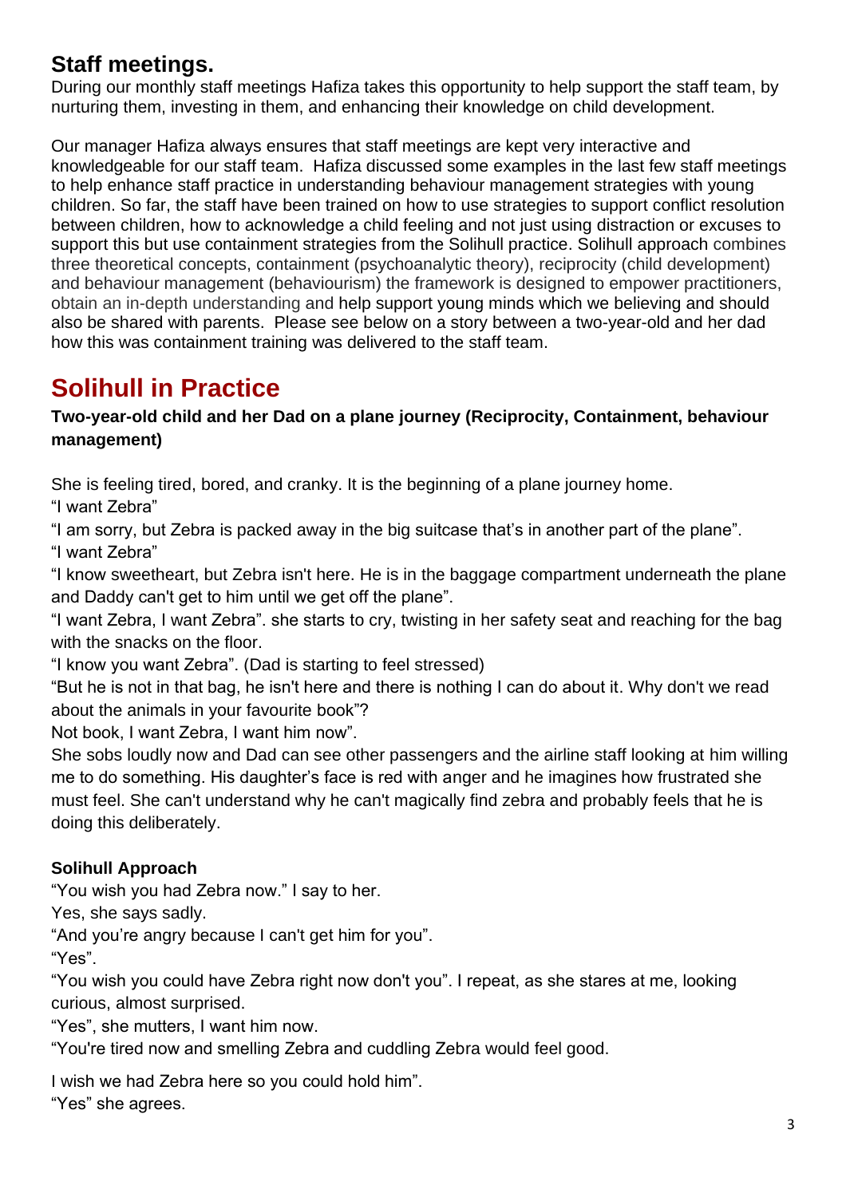## Staff meetings.

During our monthly staff meetings Hafiza takes this opportunity to help support the staff team, by nurturing them, investing in them, and enhancing their knowledge on child development.

Our manager Hafiza always ensures that staff meetings are kept very interactive and knowledgeable for our staff team. Hafiza discussed some examples in the last few staff meetings to help enhance staff practice in understanding behaviour management strategies with young children. So far, the staff have been trained on how to use strategies to support conflict resolution between children, how to acknowledge a child feeling and not just using distraction or excuses to support this but use containment strategies from the Solihull practice. Solihull approach combines three theoretical concepts, containment (psychoanalytic theory), reciprocity (child development) and behaviour management (behaviourism) the framework is designed to empower practitioners, obtain an in-depth understanding and help support young minds which we believing and should also be shared with parents. Please see below on a story between a two-year-old and her dad how this was containment training was delivered to the staff team.

# Solihull in Practice

**Two-year-old child and her Dad on a plane journey (Reciprocity, Containment, behaviour management)**

She is feeling tired, bored, and cranky. It is the beginning of a plane journey home.

"I want Zebra"

"I am sorry, but Zebra is packed away in the big suitcase that's in another part of the plane".

"I want Zebra"

"I know sweetheart, but Zebra isn't here. He is in the baggage compartment underneath the plane and Daddy can't get to him until we get off the plane".

"I want Zebra, I want Zebra". she starts to cry, twisting in her safety seat and reaching for the bag with the snacks on the floor.

"I know you want Zebra". (Dad is starting to feel stressed)

"But he is not in that bag, he isn't here and there is nothing I can do about it. Why don't we read about the animals in your favourite book"?

Not book, I want Zebra, I want him now".

She sobs loudly now and Dad can see other passengers and the airline staff looking at him willing me to do something. His daughter's face is red with anger and he imagines how frustrated she must feel. She can't understand why he can't magically find zebra and probably feels that he is doing this deliberately.

**Solihull Approach**

"You wish you had Zebra now." I say to her.

Yes, she says sadly.

"And you're angry because I can't get him for you".

"Yes".

"You wish you could have Zebra right now don't you". I repeat, as she stares at me, looking curious, almost surprised.

"Yes", she mutters, I want him now.

"You're tired now and smelling Zebra and cuddling Zebra would feel good.

I wish we had Zebra here so you could hold him".

"Yes" she agrees.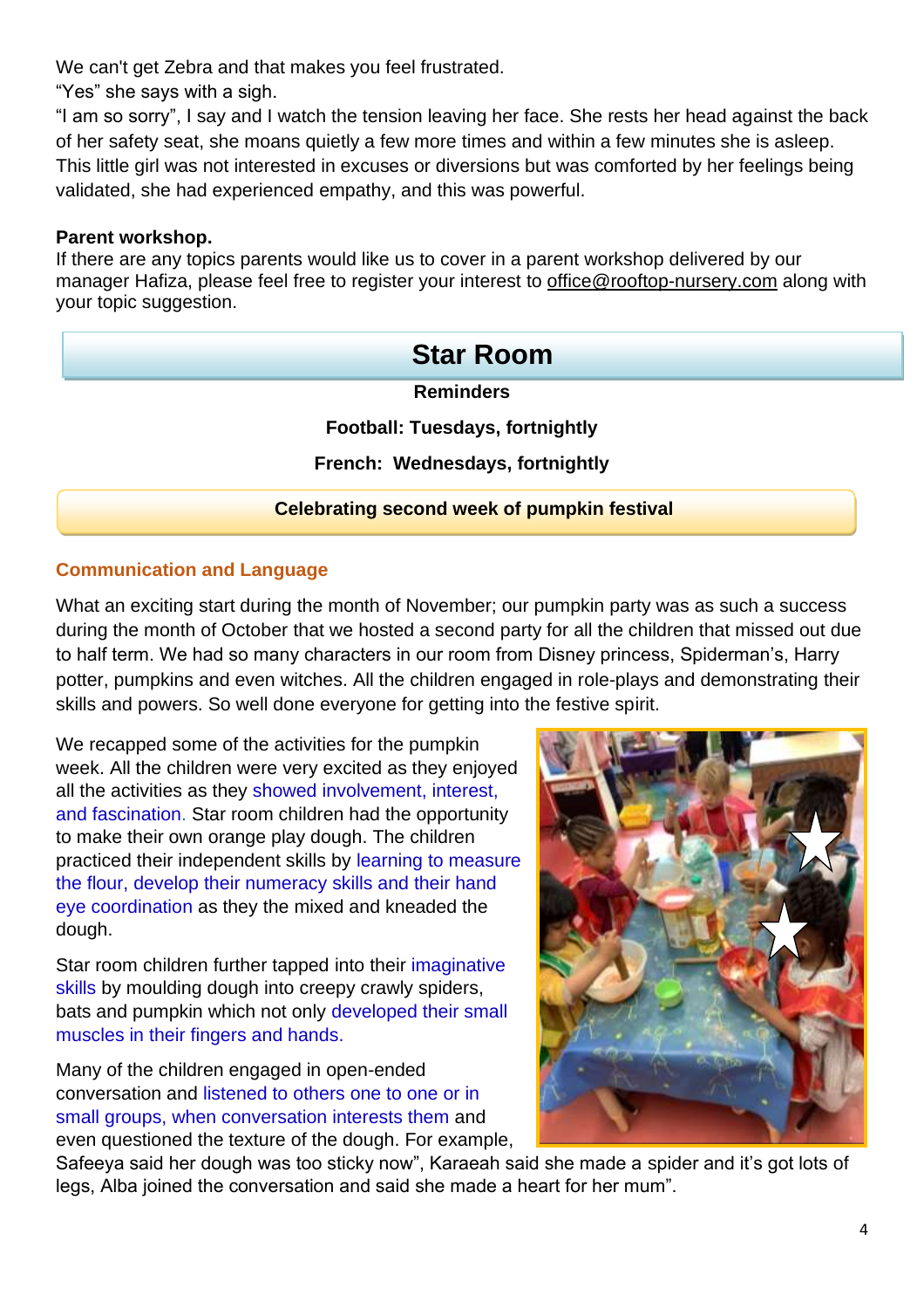We can't get Zebra and that makes you feel frustrated.
"Yes" she says with a sigh.
"I am so sorry", I say and I watch the tension leaving her face. She rests her head against the back of her safety seat, she moans quietly a few more times and within a few minutes she is asleep. This little girl was not interested in excuses or diversions but was comforted by her feelings being validated, she had experienced empathy, and this was powerful.

**Parent workshop.**
If there are any topics parents would like us to cover in a parent workshop delivered by our manager Hafiza, please feel free to register your interest to office@rooftop-nursery.com along with your topic suggestion.

## Star Room

**Reminders**

**Football: Tuesdays, fortnightly**

**French: Wednesdays, fortnightly**

**Celebrating second week of pumpkin festival**

### Communication and Language

What an exciting start during the month of November; our pumpkin party was as such a success during the month of October that we hosted a second party for all the children that missed out due to half term. We had so many characters in our room from Disney princess, Spiderman's, Harry potter, pumpkins and even witches. All the children engaged in role-plays and demonstrating their skills and powers. So well done everyone for getting into the festive spirit.

We recapped some of the activities for the pumpkin week. All the children were very excited as they enjoyed all the activities as they showed involvement, interest, and fascination. Star room children had the opportunity to make their own orange play dough. The children practiced their independent skills by learning to measure the flour, develop their numeracy skills and their hand eye coordination as they the mixed and kneaded the dough.

Star room children further tapped into their imaginative skills by moulding dough into creepy crawly spiders, bats and pumpkin which not only developed their small muscles in their fingers and hands.

Many of the children engaged in open-ended conversation and listened to others one to one or in small groups, when conversation interests them and even questioned the texture of the dough. For example, Safeeya said her dough was too sticky now", Karaeah said she made a spider and it's got lots of legs, Alba joined the conversation and said she made a heart for her mum".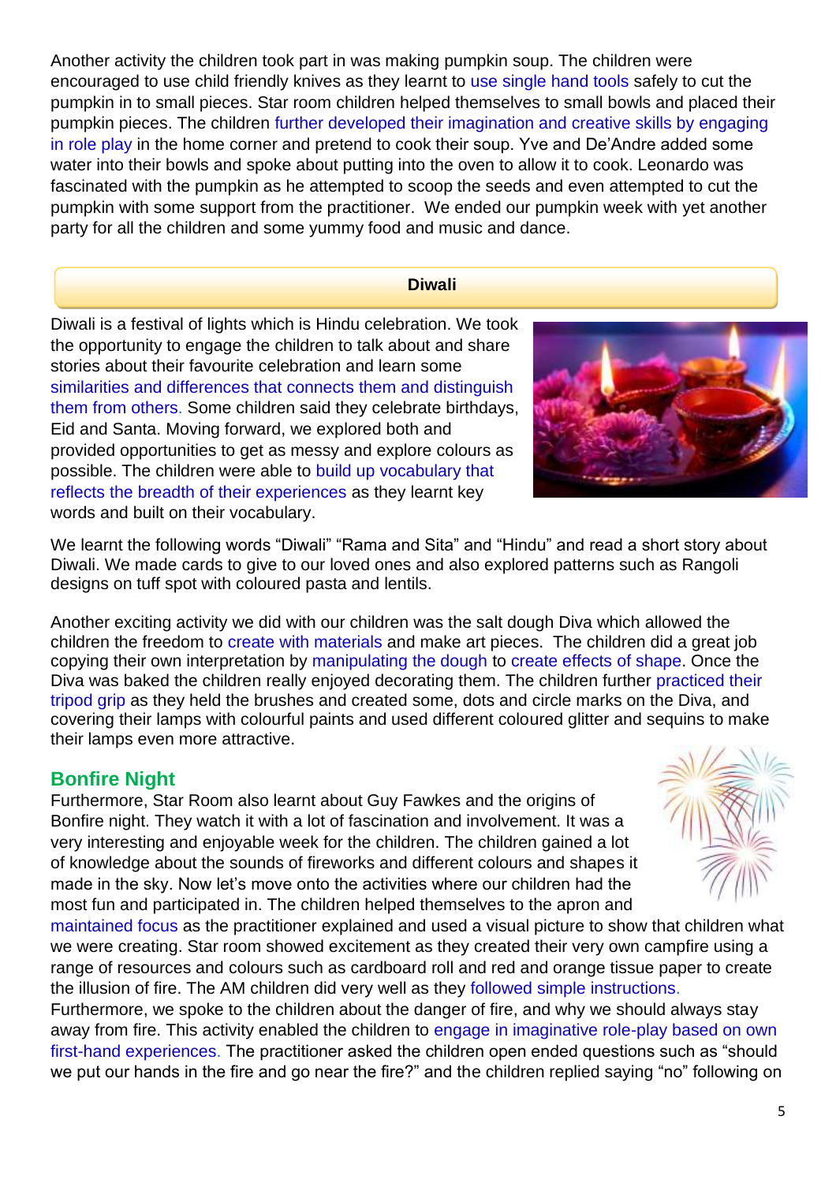Another activity the children took part in was making pumpkin soup. The children were encouraged to use child friendly knives as they learnt to use single hand tools safely to cut the pumpkin in to small pieces. Star room children helped themselves to small bowls and placed their pumpkin pieces. The children further developed their imagination and creative skills by engaging in role play in the home corner and pretend to cook their soup. Yve and De'Andre added some water into their bowls and spoke about putting into the oven to allow it to cook. Leonardo was fascinated with the pumpkin as he attempted to scoop the seeds and even attempted to cut the pumpkin with some support from the practitioner. We ended our pumpkin week with yet another party for all the children and some yummy food and music and dance.

## Diwali

Diwali is a festival of lights which is Hindu celebration. We took the opportunity to engage the children to talk about and share stories about their favourite celebration and learn some similarities and differences that connects them and distinguish them from others. Some children said they celebrate birthdays, Eid and Santa. Moving forward, we explored both and provided opportunities to get as messy and explore colours as possible. The children were able to build up vocabulary that reflects the breadth of their experiences as they learnt key words and built on their vocabulary.

We learnt the following words "Diwali" "Rama and Sita" and "Hindu" and read a short story about Diwali. We made cards to give to our loved ones and also explored patterns such as Rangoli designs on tuff spot with coloured pasta and lentils.

Another exciting activity we did with our children was the salt dough Diva which allowed the children the freedom to create with materials and make art pieces. The children did a great job copying their own interpretation by manipulating the dough to create effects of shape. Once the Diva was baked the children really enjoyed decorating them. The children further practiced their tripod grip as they held the brushes and created some, dots and circle marks on the Diva, and covering their lamps with colourful paints and used different coloured glitter and sequins to make their lamps even more attractive.

## Bonfire Night

Furthermore, Star Room also learnt about Guy Fawkes and the origins of Bonfire night. They watch it with a lot of fascination and involvement. It was a very interesting and enjoyable week for the children. The children gained a lot of knowledge about the sounds of fireworks and different colours and shapes it made in the sky. Now let's move onto the activities where our children had the most fun and participated in. The children helped themselves to the apron and maintained focus as the practitioner explained and used a visual picture to show that children what we were creating. Star room showed excitement as they created their very own campfire using a range of resources and colours such as cardboard roll and red and orange tissue paper to create the illusion of fire. The AM children did very well as they followed simple instructions. Furthermore, we spoke to the children about the danger of fire, and why we should always stay away from fire. This activity enabled the children to engage in imaginative role-play based on own first-hand experiences. The practitioner asked the children open ended questions such as "should we put our hands in the fire and go near the fire?" and the children replied saying "no" following on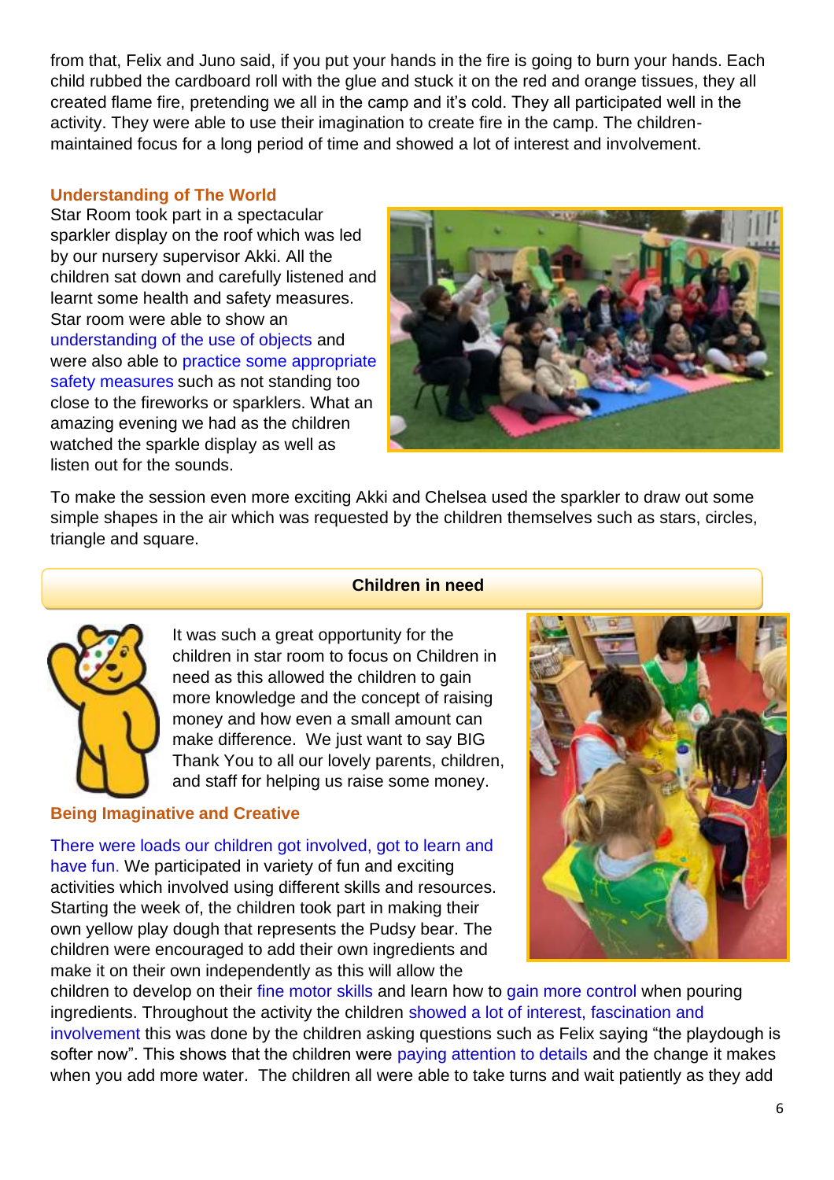from that, Felix and Juno said, if you put your hands in the fire is going to burn your hands. Each child rubbed the cardboard roll with the glue and stuck it on the red and orange tissues, they all created flame fire, pretending we all in the camp and it's cold. They all participated well in the activity. They were able to use their imagination to create fire in the camp. The children-maintained focus for a long period of time and showed a lot of interest and involvement.

### Understanding of The World

Star Room took part in a spectacular sparkler display on the roof which was led by our nursery supervisor Akki. All the children sat down and carefully listened and learnt some health and safety measures. Star room were able to show an understanding of the use of objects and were also able to practice some appropriate safety measures such as not standing too close to the fireworks or sparklers. What an amazing evening we had as the children watched the sparkle display as well as listen out for the sounds.

To make the session even more exciting Akki and Chelsea used the sparkler to draw out some simple shapes in the air which was requested by the children themselves such as stars, circles, triangle and square.

## Children in need

It was such a great opportunity for the children in star room to focus on Children in need as this allowed the children to gain more knowledge and the concept of raising money and how even a small amount can make difference. We just want to say BIG Thank You to all our lovely parents, children, and staff for helping us raise some money.

### Being Imaginative and Creative

There were loads our children got involved, got to learn and have fun. We participated in variety of fun and exciting activities which involved using different skills and resources. Starting the week of, the children took part in making their own yellow play dough that represents the Pudsy bear. The children were encouraged to add their own ingredients and make it on their own independently as this will allow the children to develop on their fine motor skills and learn how to gain more control when pouring ingredients. Throughout the activity the children showed a lot of interest, fascination and involvement this was done by the children asking questions such as Felix saying "the playdough is softer now". This shows that the children were paying attention to details and the change it makes when you add more water. The children all were able to take turns and wait patiently as they add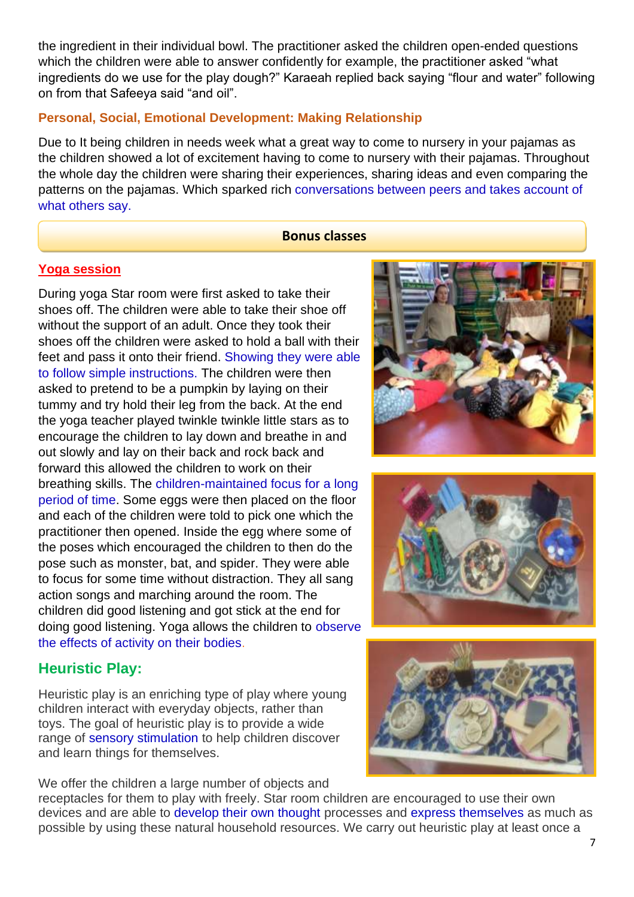the ingredient in their individual bowl. The practitioner asked the children open-ended questions which the children were able to answer confidently for example, the practitioner asked "what ingredients do we use for the play dough?" Karaeah replied back saying "flour and water" following on from that Safeeya said "and oil".

### Personal, Social, Emotional Development: Making Relationship

Due to It being children in needs week what a great way to come to nursery in your pajamas as the children showed a lot of excitement having to come to nursery with their pajamas. Throughout the whole day the children were sharing their experiences, sharing ideas and even comparing the patterns on the pajamas. Which sparked rich conversations between peers and takes account of what others say.

## Bonus classes

### Yoga session

During yoga Star room were first asked to take their shoes off. The children were able to take their shoe off without the support of an adult. Once they took their shoes off the children were asked to hold a ball with their feet and pass it onto their friend. Showing they were able to follow simple instructions. The children were then asked to pretend to be a pumpkin by laying on their tummy and try hold their leg from the back. At the end the yoga teacher played twinkle twinkle little stars as to encourage the children to lay down and breathe in and out slowly and lay on their back and rock back and forward this allowed the children to work on their breathing skills. The children-maintained focus for a long period of time. Some eggs were then placed on the floor and each of the children were told to pick one which the practitioner then opened. Inside the egg where some of the poses which encouraged the children to then do the pose such as monster, bat, and spider. They were able to focus for some time without distraction. They all sang action songs and marching around the room. The children did good listening and got stick at the end for doing good listening. Yoga allows the children to observe the effects of activity on their bodies.

## Heuristic Play:

Heuristic play is an enriching type of play where young children interact with everyday objects, rather than toys. The goal of heuristic play is to provide a wide range of sensory stimulation to help children discover and learn things for themselves.

We offer the children a large number of objects and receptacles for them to play with freely. Star room children are encouraged to use their own devices and are able to develop their own thought processes and express themselves as much as possible by using these natural household resources. We carry out heuristic play at least once a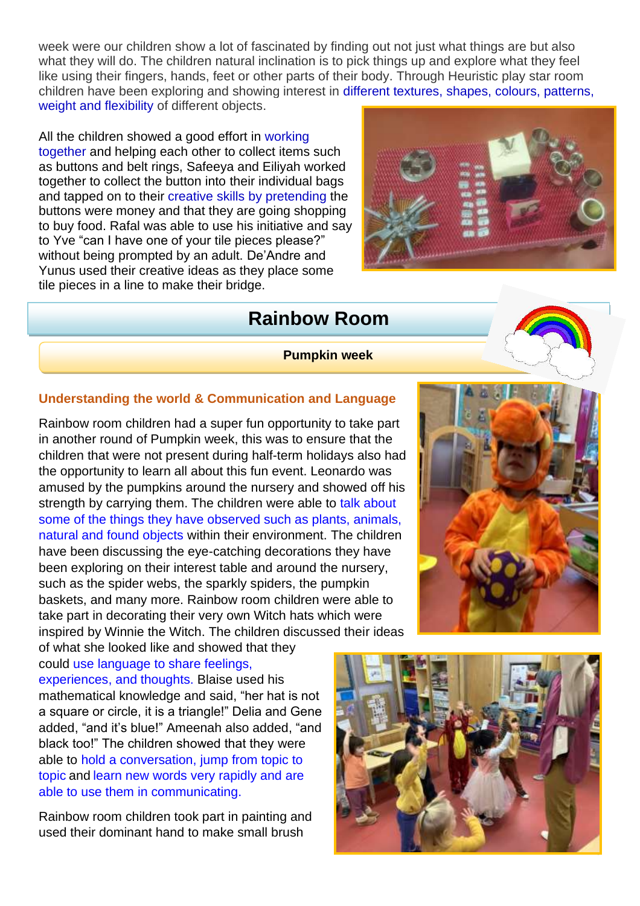week were our children show a lot of fascinated by finding out not just what things are but also what they will do. The children natural inclination is to pick things up and explore what they feel like using their fingers, hands, feet or other parts of their body. Through Heuristic play star room children have been exploring and showing interest in different textures, shapes, colours, patterns, weight and flexibility of different objects.

All the children showed a good effort in working together and helping each other to collect items such as buttons and belt rings, Safeeya and Eiliyah worked together to collect the button into their individual bags and tapped on to their creative skills by pretending the buttons were money and that they are going shopping to buy food. Rafal was able to use his initiative and say to Yve "can I have one of your tile pieces please?" without being prompted by an adult. De'Andre and Yunus used their creative ideas as they place some tile pieces in a line to make their bridge.

# Rainbow Room

**Pumpkin week**

### Understanding the world & Communication and Language

Rainbow room children had a super fun opportunity to take part in another round of Pumpkin week, this was to ensure that the children that were not present during half-term holidays also had the opportunity to learn all about this fun event. Leonardo was amused by the pumpkins around the nursery and showed off his strength by carrying them. The children were able to talk about some of the things they have observed such as plants, animals, natural and found objects within their environment. The children have been discussing the eye-catching decorations they have been exploring on their interest table and around the nursery, such as the spider webs, the sparkly spiders, the pumpkin baskets, and many more. Rainbow room children were able to take part in decorating their very own Witch hats which were inspired by Winnie the Witch. The children discussed their ideas of what she looked like and showed that they could use language to share feelings, experiences, and thoughts. Blaise used his mathematical knowledge and said, "her hat is not a square or circle, it is a triangle!" Delia and Gene added, "and it's blue!" Ameenah also added, "and black too!" The children showed that they were able to hold a conversation, jump from topic to topic and learn new words very rapidly and are able to use them in communicating.

Rainbow room children took part in painting and used their dominant hand to make small brush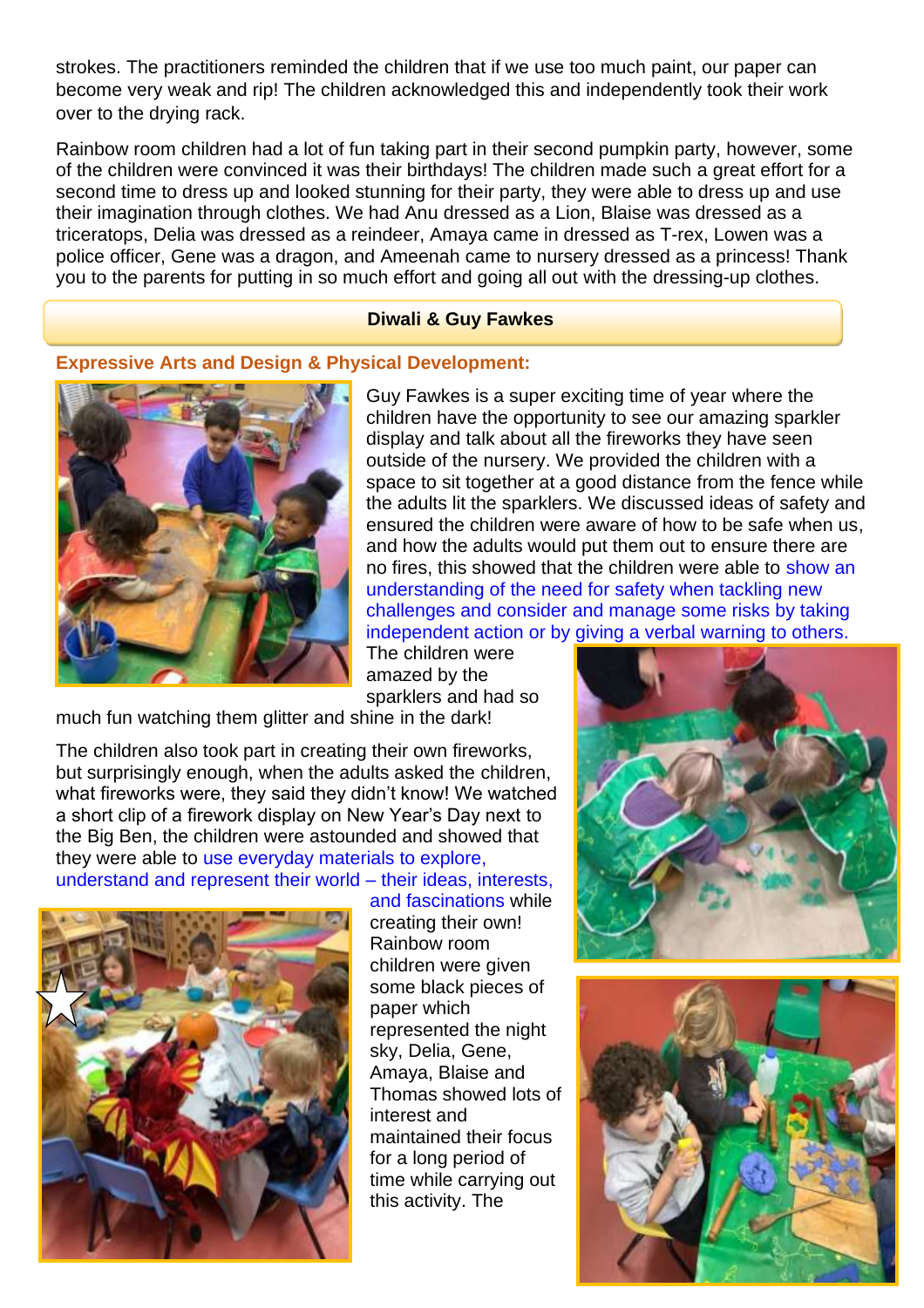strokes. The practitioners reminded the children that if we use too much paint, our paper can become very weak and rip! The children acknowledged this and independently took their work over to the drying rack.

Rainbow room children had a lot of fun taking part in their second pumpkin party, however, some of the children were convinced it was their birthdays! The children made such a great effort for a second time to dress up and looked stunning for their party, they were able to dress up and use their imagination through clothes. We had Anu dressed as a Lion, Blaise was dressed as a triceratops, Delia was dressed as a reindeer, Amaya came in dressed as T-rex, Lowen was a police officer, Gene was a dragon, and Ameenah came to nursery dressed as a princess! Thank you to the parents for putting in so much effort and going all out with the dressing-up clothes.

## Diwali & Guy Fawkes

### Expressive Arts and Design & Physical Development:

Guy Fawkes is a super exciting time of year where the children have the opportunity to see our amazing sparkler display and talk about all the fireworks they have seen outside of the nursery. We provided the children with a space to sit together at a good distance from the fence while the adults lit the sparklers. We discussed ideas of safety and ensured the children were aware of how to be safe when us, and how the adults would put them out to ensure there are no fires, this showed that the children were able to show an understanding of the need for safety when tackling new challenges and consider and manage some risks by taking independent action or by giving a verbal warning to others. The children were amazed by the sparklers and had so much fun watching them glitter and shine in the dark!

The children also took part in creating their own fireworks, but surprisingly enough, when the adults asked the children, what fireworks were, they said they didn't know! We watched a short clip of a firework display on New Year's Day next to the Big Ben, the children were astounded and showed that they were able to use everyday materials to explore, understand and represent their world – their ideas, interests, and fascinations while creating their own! Rainbow room children were given some black pieces of paper which represented the night sky, Delia, Gene, Amaya, Blaise and Thomas showed lots of interest and maintained their focus for a long period of time while carrying out this activity. The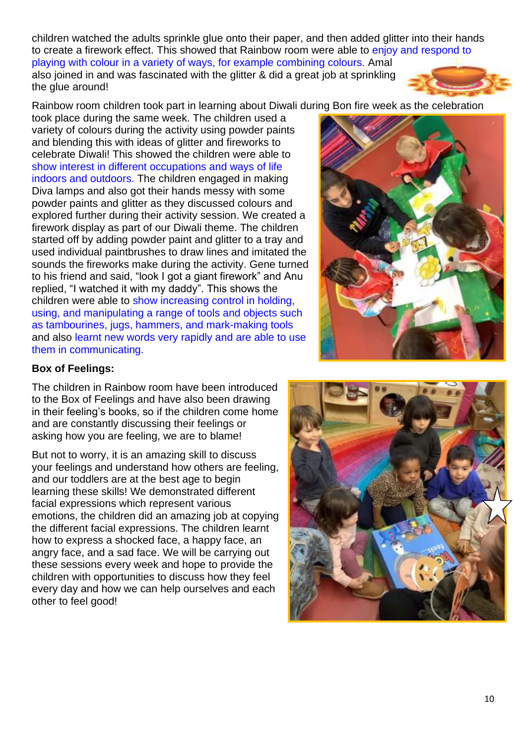children watched the adults sprinkle glue onto their paper, and then added glitter into their hands to create a firework effect. This showed that Rainbow room were able to enjoy and respond to playing with colour in a variety of ways, for example combining colours. Amal also joined in and was fascinated with the glitter & did a great job at sprinkling the glue around!

Rainbow room children took part in learning about Diwali during Bon fire week as the celebration took place during the same week. The children used a variety of colours during the activity using powder paints and blending this with ideas of glitter and fireworks to celebrate Diwali! This showed the children were able to show interest in different occupations and ways of life indoors and outdoors. The children engaged in making Diva lamps and also got their hands messy with some powder paints and glitter as they discussed colours and explored further during their activity session. We created a firework display as part of our Diwali theme. The children started off by adding powder paint and glitter to a tray and used individual paintbrushes to draw lines and imitated the sounds the fireworks make during the activity. Gene turned to his friend and said, "look I got a giant firework" and Anu replied, "I watched it with my daddy". This shows the children were able to show increasing control in holding, using, and manipulating a range of tools and objects such as tambourines, jugs, hammers, and mark-making tools and also learnt new words very rapidly and are able to use them in communicating.

**Box of Feelings:**

The children in Rainbow room have been introduced to the Box of Feelings and have also been drawing in their feeling's books, so if the children come home and are constantly discussing their feelings or asking how you are feeling, we are to blame!

But not to worry, it is an amazing skill to discuss your feelings and understand how others are feeling, and our toddlers are at the best age to begin learning these skills! We demonstrated different facial expressions which represent various emotions, the children did an amazing job at copying the different facial expressions. The children learnt how to express a shocked face, a happy face, an angry face, and a sad face. We will be carrying out these sessions every week and hope to provide the children with opportunities to discuss how they feel every day and how we can help ourselves and each other to feel good!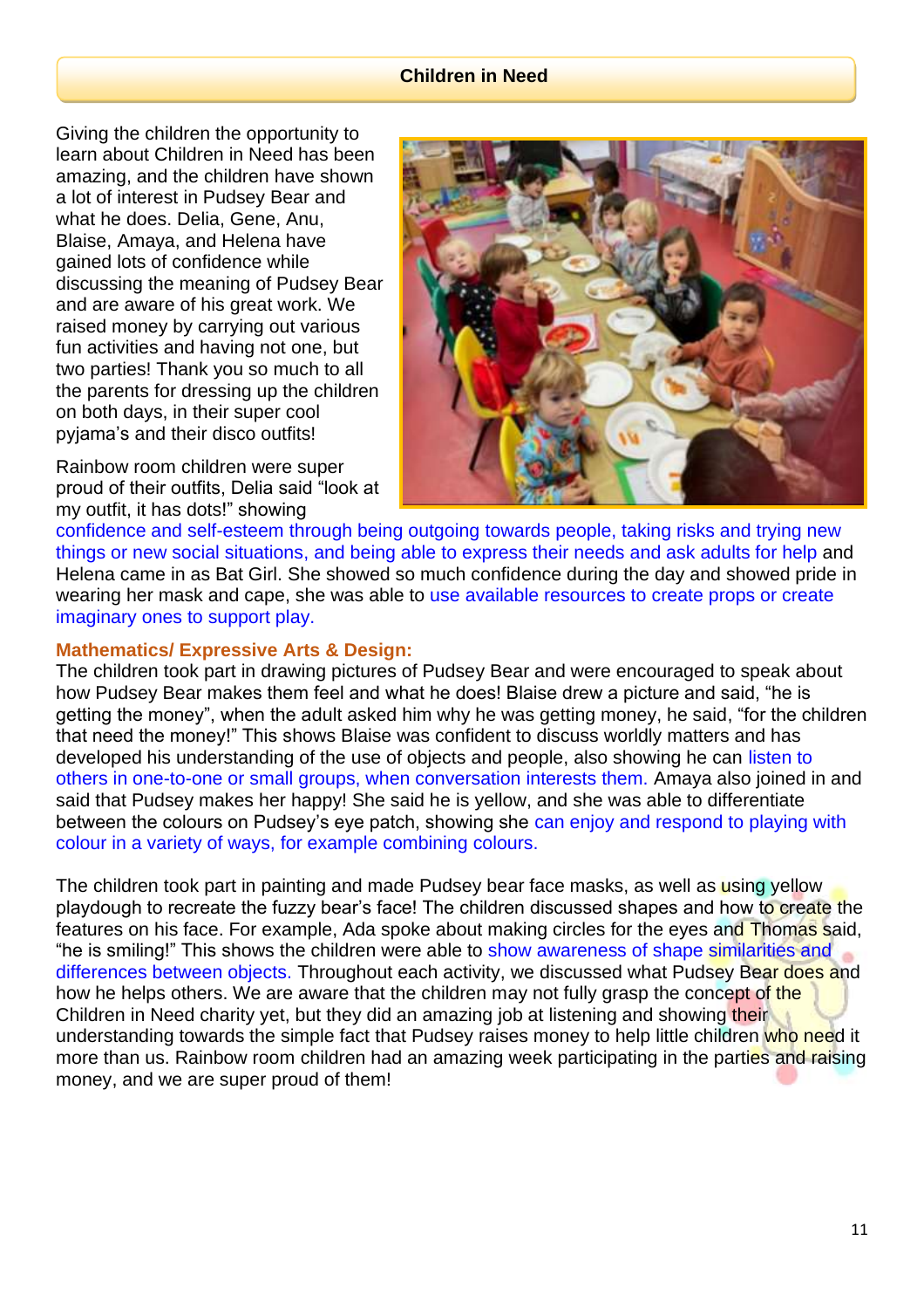## Children in Need

Giving the children the opportunity to learn about Children in Need has been amazing, and the children have shown a lot of interest in Pudsey Bear and what he does. Delia, Gene, Anu, Blaise, Amaya, and Helena have gained lots of confidence while discussing the meaning of Pudsey Bear and are aware of his great work. We raised money by carrying out various fun activities and having not one, but two parties! Thank you so much to all the parents for dressing up the children on both days, in their super cool pyjama's and their disco outfits!

Rainbow room children were super proud of their outfits, Delia said "look at my outfit, it has dots!" showing confidence and self-esteem through being outgoing towards people, taking risks and trying new things or new social situations, and being able to express their needs and ask adults for help and Helena came in as Bat Girl. She showed so much confidence during the day and showed pride in wearing her mask and cape, she was able to use available resources to create props or create imaginary ones to support play.

**Mathematics/ Expressive Arts & Design:**

The children took part in drawing pictures of Pudsey Bear and were encouraged to speak about how Pudsey Bear makes them feel and what he does! Blaise drew a picture and said, "he is getting the money", when the adult asked him why he was getting money, he said, "for the children that need the money!" This shows Blaise was confident to discuss worldly matters and has developed his understanding of the use of objects and people, also showing he can listen to others in one-to-one or small groups, when conversation interests them. Amaya also joined in and said that Pudsey makes her happy! She said he is yellow, and she was able to differentiate between the colours on Pudsey's eye patch, showing she can enjoy and respond to playing with colour in a variety of ways, for example combining colours.

The children took part in painting and made Pudsey bear face masks, as well as using yellow playdough to recreate the fuzzy bear's face! The children discussed shapes and how to create the features on his face. For example, Ada spoke about making circles for the eyes and Thomas said, "he is smiling!" This shows the children were able to show awareness of shape similarities and differences between objects. Throughout each activity, we discussed what Pudsey Bear does and how he helps others. We are aware that the children may not fully grasp the concept of the Children in Need charity yet, but they did an amazing job at listening and showing their understanding towards the simple fact that Pudsey raises money to help little children who need it more than us. Rainbow room children had an amazing week participating in the parties and raising money, and we are super proud of them!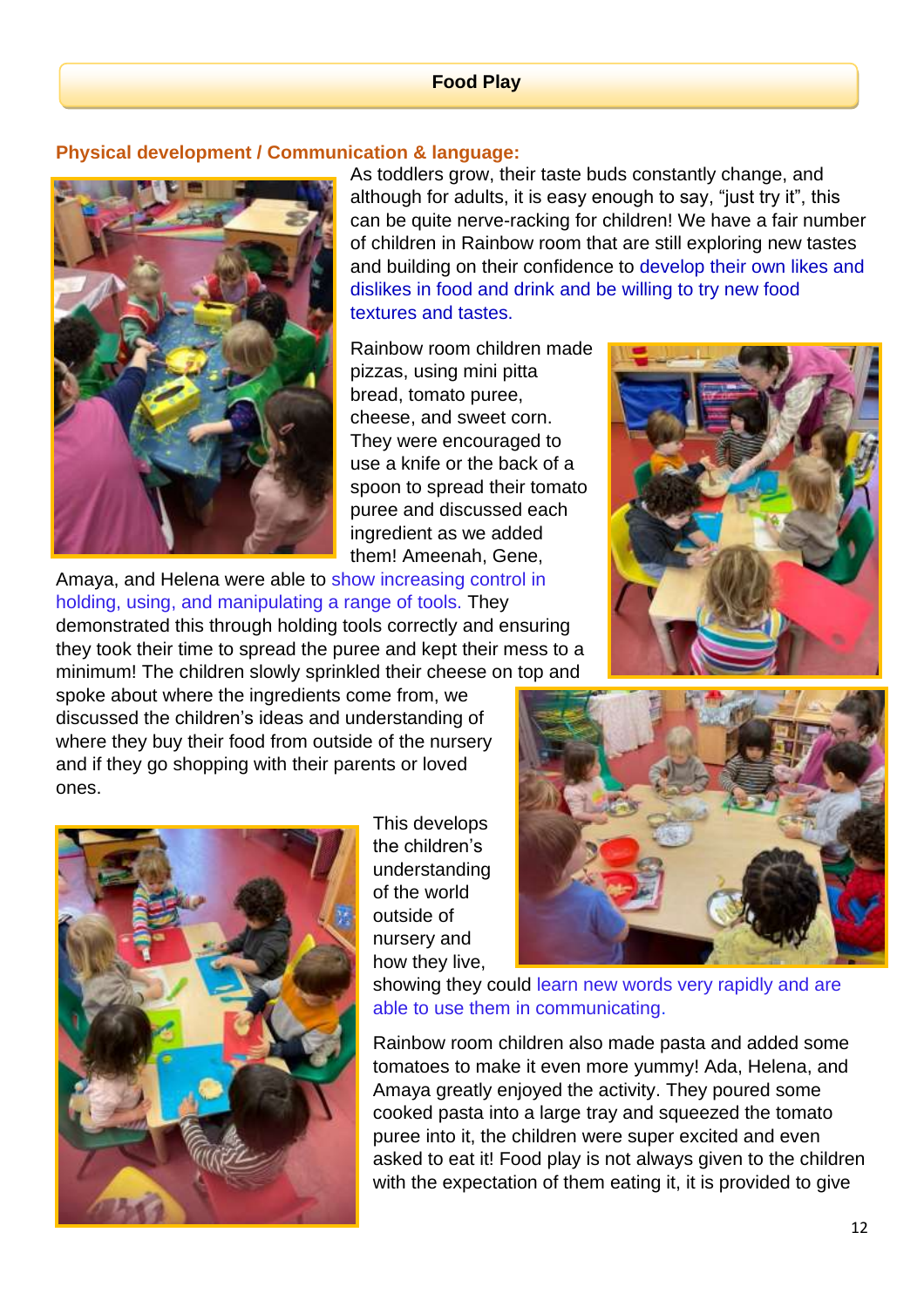## Food Play

### Physical development / Communication & language:

As toddlers grow, their taste buds constantly change, and although for adults, it is easy enough to say, "just try it", this can be quite nerve-racking for children! We have a fair number of children in Rainbow room that are still exploring new tastes and building on their confidence to develop their own likes and dislikes in food and drink and be willing to try new food textures and tastes.

Rainbow room children made pizzas, using mini pitta bread, tomato puree, cheese, and sweet corn. They were encouraged to use a knife or the back of a spoon to spread their tomato puree and discussed each ingredient as we added them! Ameenah, Gene, Amaya, and Helena were able to show increasing control in holding, using, and manipulating a range of tools. They demonstrated this through holding tools correctly and ensuring they took their time to spread the puree and kept their mess to a minimum! The children slowly sprinkled their cheese on top and spoke about where the ingredients come from, we discussed the children's ideas and understanding of where they buy their food from outside of the nursery and if they go shopping with their parents or loved ones.

This develops the children's understanding of the world outside of nursery and how they live, showing they could learn new words very rapidly and are able to use them in communicating.

Rainbow room children also made pasta and added some tomatoes to make it even more yummy! Ada, Helena, and Amaya greatly enjoyed the activity. They poured some cooked pasta into a large tray and squeezed the tomato puree into it, the children were super excited and even asked to eat it! Food play is not always given to the children with the expectation of them eating it, it is provided to give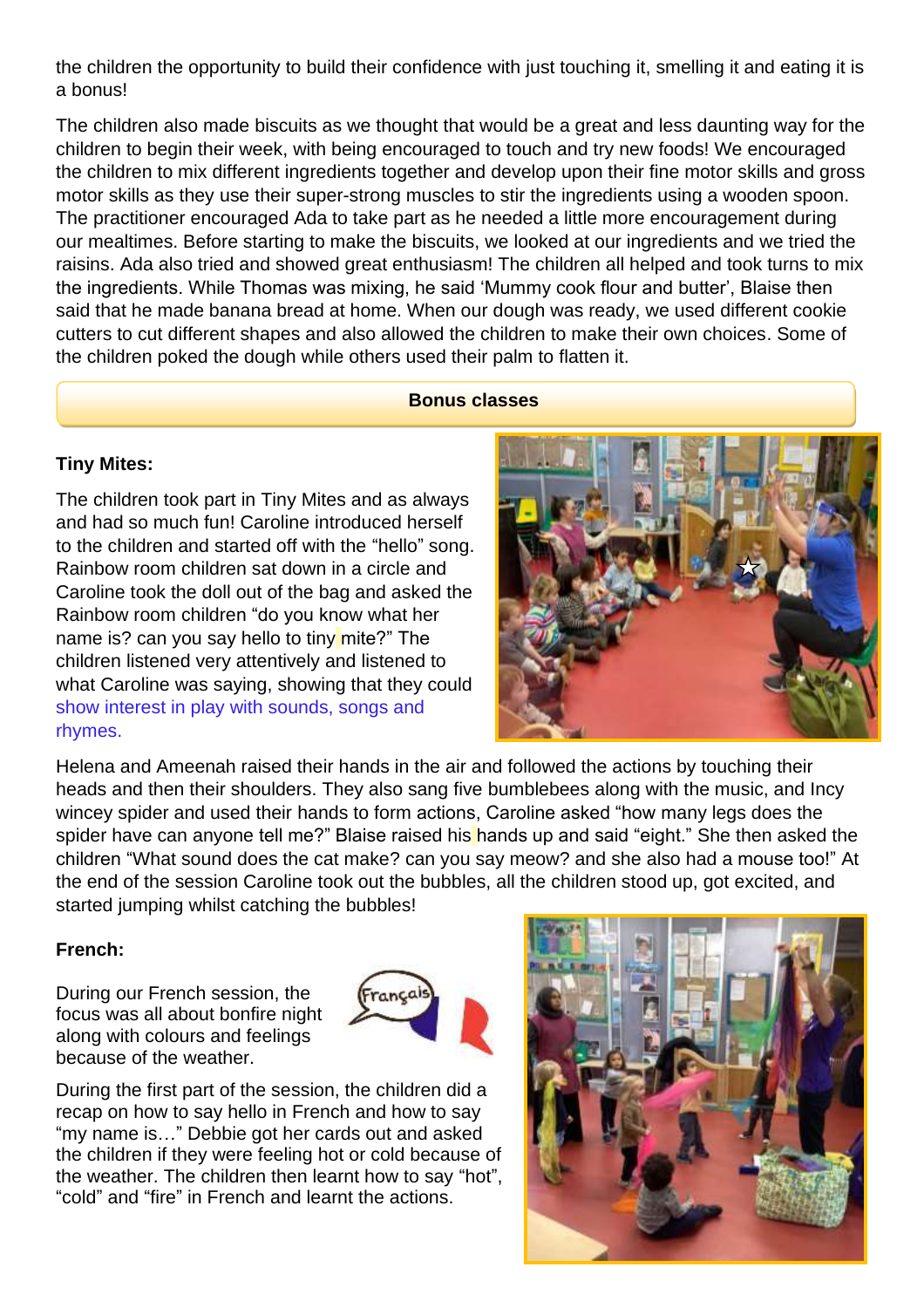the children the opportunity to build their confidence with just touching it, smelling it and eating it is a bonus!

The children also made biscuits as we thought that would be a great and less daunting way for the children to begin their week, with being encouraged to touch and try new foods! We encouraged the children to mix different ingredients together and develop upon their fine motor skills and gross motor skills as they use their super-strong muscles to stir the ingredients using a wooden spoon. The practitioner encouraged Ada to take part as he needed a little more encouragement during our mealtimes. Before starting to make the biscuits, we looked at our ingredients and we tried the raisins. Ada also tried and showed great enthusiasm! The children all helped and took turns to mix the ingredients. While Thomas was mixing, he said 'Mummy cook flour and butter', Blaise then said that he made banana bread at home. When our dough was ready, we used different cookie cutters to cut different shapes and also allowed the children to make their own choices. Some of the children poked the dough while others used their palm to flatten it.

## Bonus classes

**Tiny Mites:**

The children took part in Tiny Mites and as always and had so much fun! Caroline introduced herself to the children and started off with the "hello" song. Rainbow room children sat down in a circle and Caroline took the doll out of the bag and asked the Rainbow room children "do you know what her name is? can you say hello to tiny mite?" The children listened very attentively and listened to what Caroline was saying, showing that they could show interest in play with sounds, songs and rhymes.

Helena and Ameenah raised their hands in the air and followed the actions by touching their heads and then their shoulders. They also sang five bumblebees along with the music, and Incy wincey spider and used their hands to form actions, Caroline asked "how many legs does the spider have can anyone tell me?" Blaise raised his hands up and said "eight." She then asked the children "What sound does the cat make? can you say meow? and she also had a mouse too!" At the end of the session Caroline took out the bubbles, all the children stood up, got excited, and started jumping whilst catching the bubbles!

**French:**

During our French session, the focus was all about bonfire night along with colours and feelings because of the weather.

During the first part of the session, the children did a recap on how to say hello in French and how to say "my name is…" Debbie got her cards out and asked the children if they were feeling hot or cold because of the weather. The children then learnt how to say "hot", "cold" and "fire" in French and learnt the actions.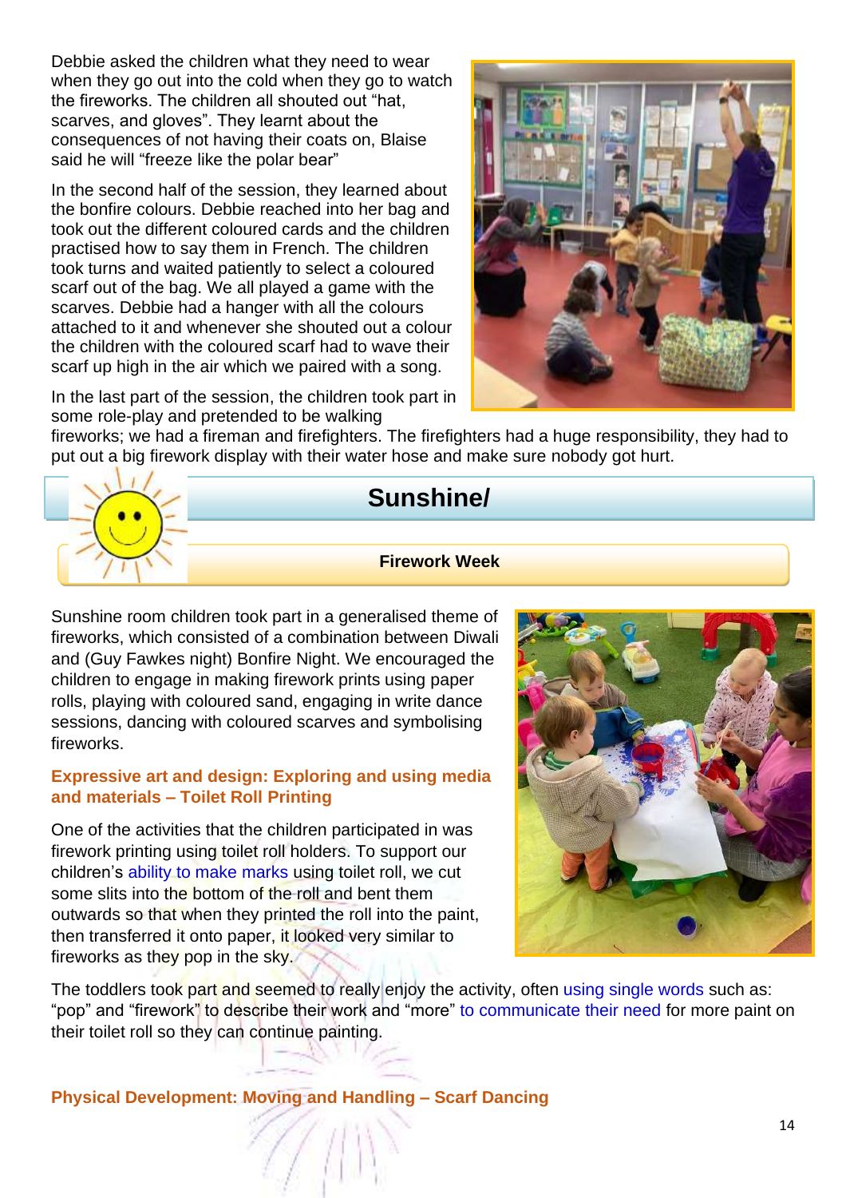Debbie asked the children what they need to wear when they go out into the cold when they go to watch the fireworks. The children all shouted out "hat, scarves, and gloves". They learnt about the consequences of not having their coats on, Blaise said he will "freeze like the polar bear"

In the second half of the session, they learned about the bonfire colours. Debbie reached into her bag and took out the different coloured cards and the children practised how to say them in French. The children took turns and waited patiently to select a coloured scarf out of the bag. We all played a game with the scarves. Debbie had a hanger with all the colours attached to it and whenever she shouted out a colour the children with the coloured scarf had to wave their scarf up high in the air which we paired with a song.

In the last part of the session, the children took part in some role-play and pretended to be walking fireworks; we had a fireman and firefighters. The firefighters had a huge responsibility, they had to put out a big firework display with their water hose and make sure nobody got hurt.

## Sunshine/

**Firework Week**

Sunshine room children took part in a generalised theme of fireworks, which consisted of a combination between Diwali and (Guy Fawkes night) Bonfire Night. We encouraged the children to engage in making firework prints using paper rolls, playing with coloured sand, engaging in write dance sessions, dancing with coloured scarves and symbolising fireworks.

### Expressive art and design: Exploring and using media and materials – Toilet Roll Printing

One of the activities that the children participated in was firework printing using toilet roll holders. To support our children's ability to make marks using toilet roll, we cut some slits into the bottom of the roll and bent them outwards so that when they printed the roll into the paint, then transferred it onto paper, it looked very similar to fireworks as they pop in the sky.

The toddlers took part and seemed to really enjoy the activity, often using single words such as: "pop" and "firework" to describe their work and "more" to communicate their need for more paint on their toilet roll so they can continue painting.

### Physical Development: Moving and Handling – Scarf Dancing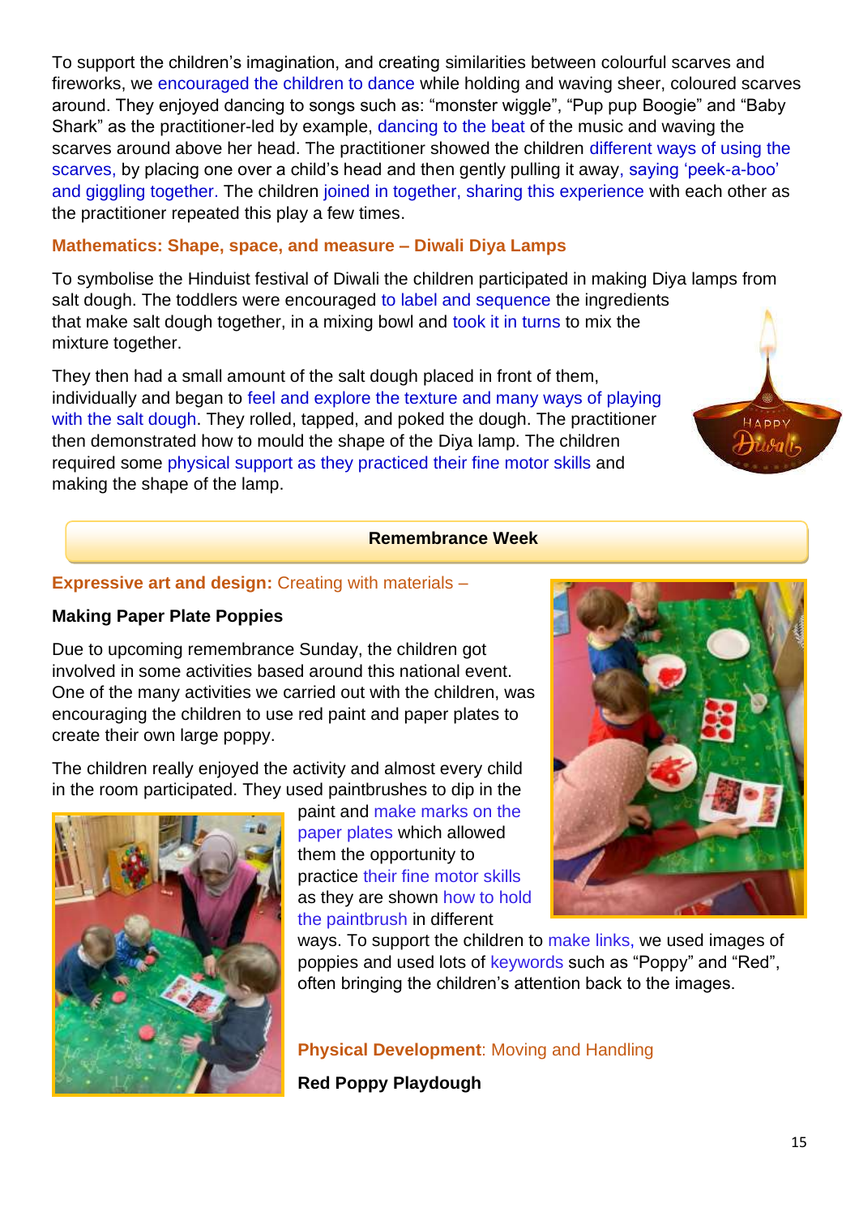To support the children's imagination, and creating similarities between colourful scarves and fireworks, we encouraged the children to dance while holding and waving sheer, coloured scarves around. They enjoyed dancing to songs such as: "monster wiggle", "Pup pup Boogie" and "Baby Shark" as the practitioner-led by example, dancing to the beat of the music and waving the scarves around above her head. The practitioner showed the children different ways of using the scarves, by placing one over a child's head and then gently pulling it away, saying 'peek-a-boo' and giggling together. The children joined in together, sharing this experience with each other as the practitioner repeated this play a few times.

### Mathematics: Shape, space, and measure – Diwali Diya Lamps

To symbolise the Hinduist festival of Diwali the children participated in making Diya lamps from salt dough. The toddlers were encouraged to label and sequence the ingredients that make salt dough together, in a mixing bowl and took it in turns to mix the mixture together.

They then had a small amount of the salt dough placed in front of them, individually and began to feel and explore the texture and many ways of playing with the salt dough. They rolled, tapped, and poked the dough. The practitioner then demonstrated how to mould the shape of the Diya lamp. The children required some physical support as they practiced their fine motor skills and making the shape of the lamp.

## Remembrance Week

### Expressive art and design: Creating with materials –

**Making Paper Plate Poppies**

Due to upcoming remembrance Sunday, the children got involved in some activities based around this national event. One of the many activities we carried out with the children, was encouraging the children to use red paint and paper plates to create their own large poppy.

The children really enjoyed the activity and almost every child in the room participated. They used paintbrushes to dip in the paint and make marks on the paper plates which allowed them the opportunity to practice their fine motor skills as they are shown how to hold the paintbrush in different ways. To support the children to make links, we used images of poppies and used lots of keywords such as "Poppy" and "Red", often bringing the children's attention back to the images.

### Physical Development: Moving and Handling

**Red Poppy Playdough**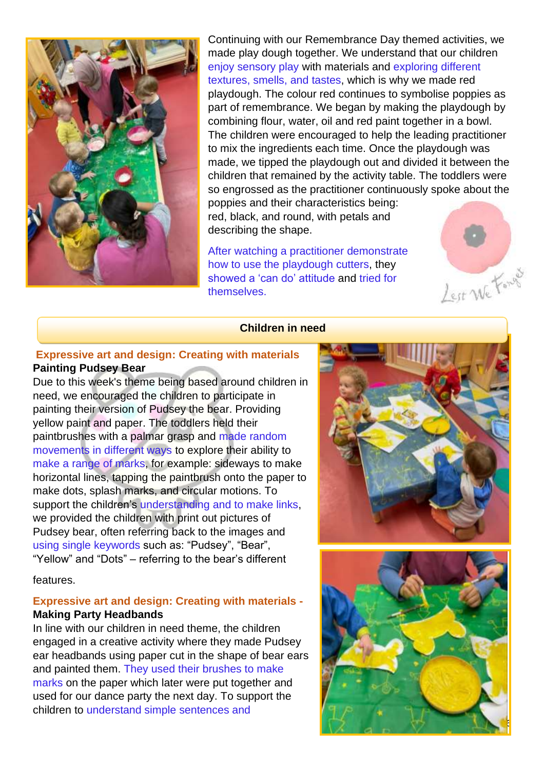Continuing with our Remembrance Day themed activities, we made play dough together. We understand that our children enjoy sensory play with materials and exploring different textures, smells, and tastes, which is why we made red playdough. The colour red continues to symbolise poppies as part of remembrance. We began by making the playdough by combining flour, water, oil and red paint together in a bowl. The children were encouraged to help the leading practitioner to mix the ingredients each time. Once the playdough was made, we tipped the playdough out and divided it between the children that remained by the activity table. The toddlers were so engrossed as the practitioner continuously spoke about the poppies and their characteristics being: red, black, and round, with petals and describing the shape.

After watching a practitioner demonstrate how to use the playdough cutters, they showed a 'can do' attitude and tried for themselves.

Lest We Forget

## Children in need

### Expressive art and design: Creating with materials

**Painting Pudsey Bear**

Due to this week's theme being based around children in need, we encouraged the children to participate in painting their version of Pudsey the bear. Providing yellow paint and paper. The toddlers held their paintbrushes with a palmar grasp and made random movements in different ways to explore their ability to make a range of marks, for example: sideways to make horizontal lines, tapping the paintbrush onto the paper to make dots, splash marks, and circular motions. To support the children's understanding and to make links, we provided the children with print out pictures of Pudsey bear, often referring back to the images and using single keywords such as: "Pudsey", "Bear", "Yellow" and "Dots" – referring to the bear's different features.

### Expressive art and design: Creating with materials - 

**Making Party Headbands**

In line with our children in need theme, the children engaged in a creative activity where they made Pudsey ear headbands using paper cut in the shape of bear ears and painted them. They used their brushes to make marks on the paper which later were put together and used for our dance party the next day. To support the children to understand simple sentences and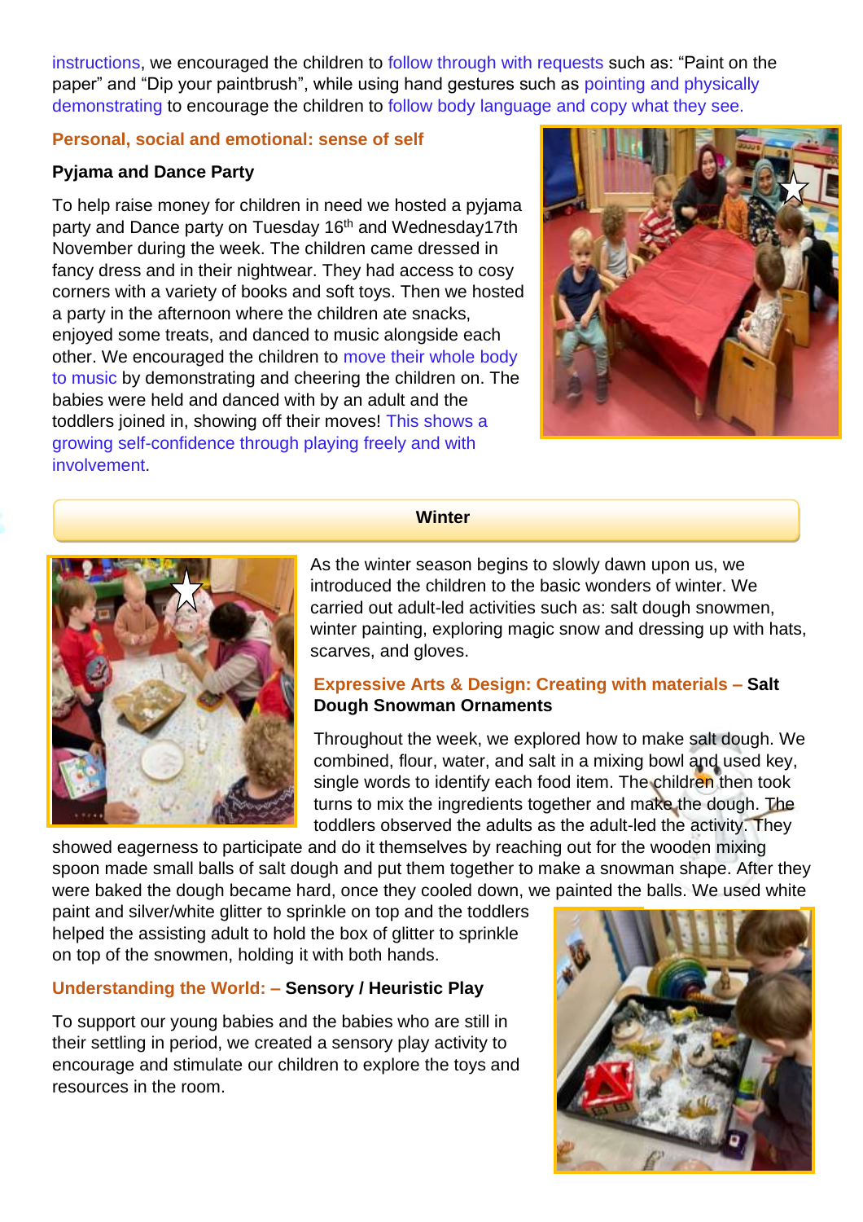instructions, we encouraged the children to follow through with requests such as: "Paint on the paper" and "Dip your paintbrush", while using hand gestures such as pointing and physically demonstrating to encourage the children to follow body language and copy what they see.

### Personal, social and emotional: sense of self

**Pyjama and Dance Party**

To help raise money for children in need we hosted a pyjama party and Dance party on Tuesday 16th and Wednesday17th November during the week. The children came dressed in fancy dress and in their nightwear. They had access to cosy corners with a variety of books and soft toys. Then we hosted a party in the afternoon where the children ate snacks, enjoyed some treats, and danced to music alongside each other. We encouraged the children to move their whole body to music by demonstrating and cheering the children on. The babies were held and danced with by an adult and the toddlers joined in, showing off their moves! This shows a growing self-confidence through playing freely and with involvement.

## Winter

As the winter season begins to slowly dawn upon us, we introduced the children to the basic wonders of winter. We carried out adult-led activities such as: salt dough snowmen, winter painting, exploring magic snow and dressing up with hats, scarves, and gloves.

### Expressive Arts & Design: Creating with materials – Salt Dough Snowman Ornaments

Throughout the week, we explored how to make salt dough. We combined, flour, water, and salt in a mixing bowl and used key, single words to identify each food item. The children then took turns to mix the ingredients together and make the dough. The toddlers observed the adults as the adult-led the activity. They showed eagerness to participate and do it themselves by reaching out for the wooden mixing spoon made small balls of salt dough and put them together to make a snowman shape. After they were baked the dough became hard, once they cooled down, we painted the balls. We used white paint and silver/white glitter to sprinkle on top and the toddlers helped the assisting adult to hold the box of glitter to sprinkle on top of the snowmen, holding it with both hands.

### Understanding the World: – Sensory / Heuristic Play

To support our young babies and the babies who are still in their settling in period, we created a sensory play activity to encourage and stimulate our children to explore the toys and resources in the room.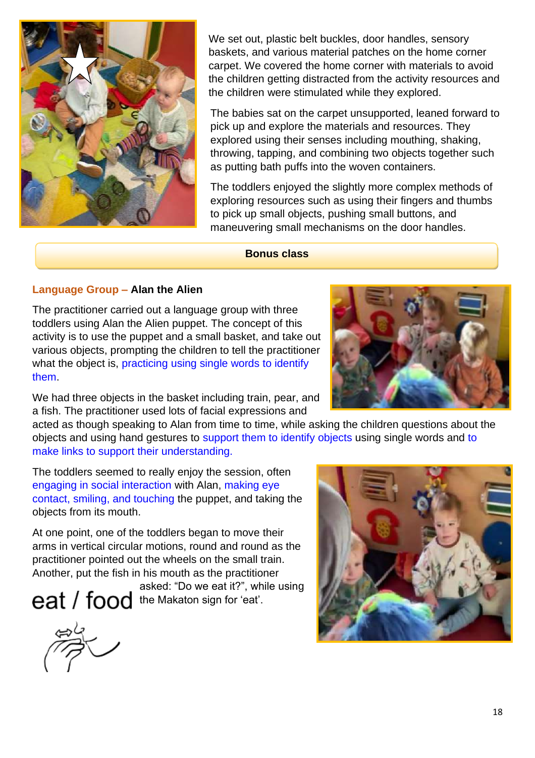We set out, plastic belt buckles, door handles, sensory baskets, and various material patches on the home corner carpet. We covered the home corner with materials to avoid the children getting distracted from the activity resources and the children were stimulated while they explored.

The babies sat on the carpet unsupported, leaned forward to pick up and explore the materials and resources. They explored using their senses including mouthing, shaking, throwing, tapping, and combining two objects together such as putting bath puffs into the woven containers.

The toddlers enjoyed the slightly more complex methods of exploring resources such as using their fingers and thumbs to pick up small objects, pushing small buttons, and maneuvering small mechanisms on the door handles.

**Bonus class**

### Language Group – Alan the Alien

The practitioner carried out a language group with three toddlers using Alan the Alien puppet. The concept of this activity is to use the puppet and a small basket, and take out various objects, prompting the children to tell the practitioner what the object is, practicing using single words to identify them.

We had three objects in the basket including train, pear, and a fish. The practitioner used lots of facial expressions and acted as though speaking to Alan from time to time, while asking the children questions about the objects and using hand gestures to support them to identify objects using single words and to make links to support their understanding.

The toddlers seemed to really enjoy the session, often engaging in social interaction with Alan, making eye contact, smiling, and touching the puppet, and taking the objects from its mouth.

At one point, one of the toddlers began to move their arms in vertical circular motions, round and round as the practitioner pointed out the wheels on the small train. Another, put the fish in his mouth as the practitioner asked: "Do we eat it?", while using the Makaton sign for 'eat'.

eat / food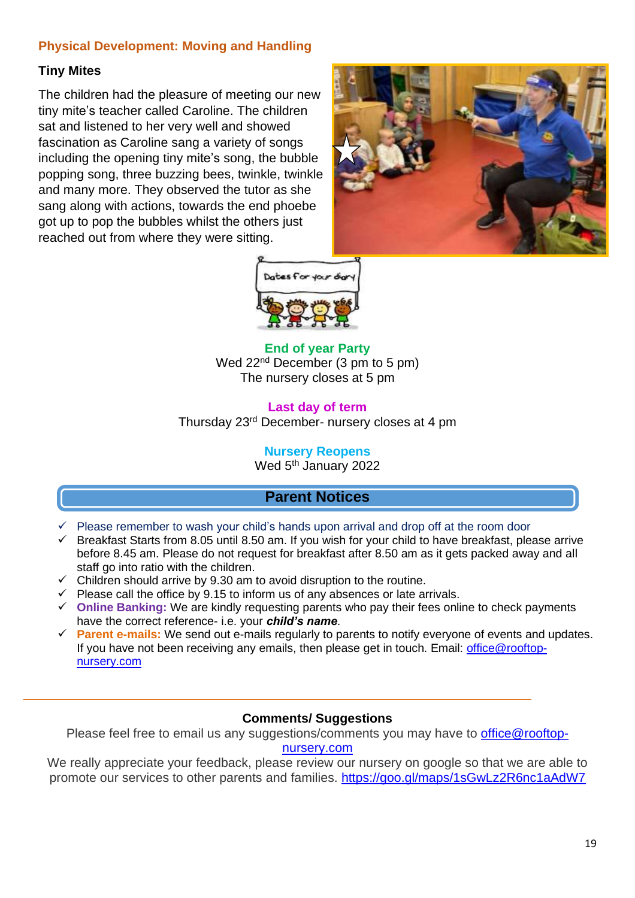## Physical Development: Moving and Handling

### Tiny Mites

The children had the pleasure of meeting our new tiny mite's teacher called Caroline. The children sat and listened to her very well and showed fascination as Caroline sang a variety of songs including the opening tiny mite's song, the bubble popping song, three buzzing bees, twinkle, twinkle and many more. They observed the tutor as she sang along with actions, towards the end phoebe got up to pop the bubbles whilst the others just reached out from where they were sitting.

**End of year Party**
Wed 22nd December (3 pm to 5 pm)
The nursery closes at 5 pm

**Last day of term**
Thursday 23rd December- nursery closes at 4 pm

**Nursery Reopens**
Wed 5th January 2022

## Parent Notices

- ✓ Please remember to wash your child's hands upon arrival and drop off at the room door
- ✓ Breakfast Starts from 8.05 until 8.50 am. If you wish for your child to have breakfast, please arrive before 8.45 am. Please do not request for breakfast after 8.50 am as it gets packed away and all staff go into ratio with the children.
- ✓ Children should arrive by 9.30 am to avoid disruption to the routine.
- ✓ Please call the office by 9.15 to inform us of any absences or late arrivals.
- ✓ **Online Banking:** We are kindly requesting parents who pay their fees online to check payments have the correct reference- i.e. your ***child's name***.
- ✓ **Parent e-mails:** We send out e-mails regularly to parents to notify everyone of events and updates. If you have not been receiving any emails, then please get in touch. Email: office@rooftop-nursery.com

---

**Comments/ Suggestions**

Please feel free to email us any suggestions/comments you may have to office@rooftop-nursery.com

We really appreciate your feedback, please review our nursery on google so that we are able to promote our services to other parents and families. https://goo.gl/maps/1sGwLz2R6nc1aAdW7